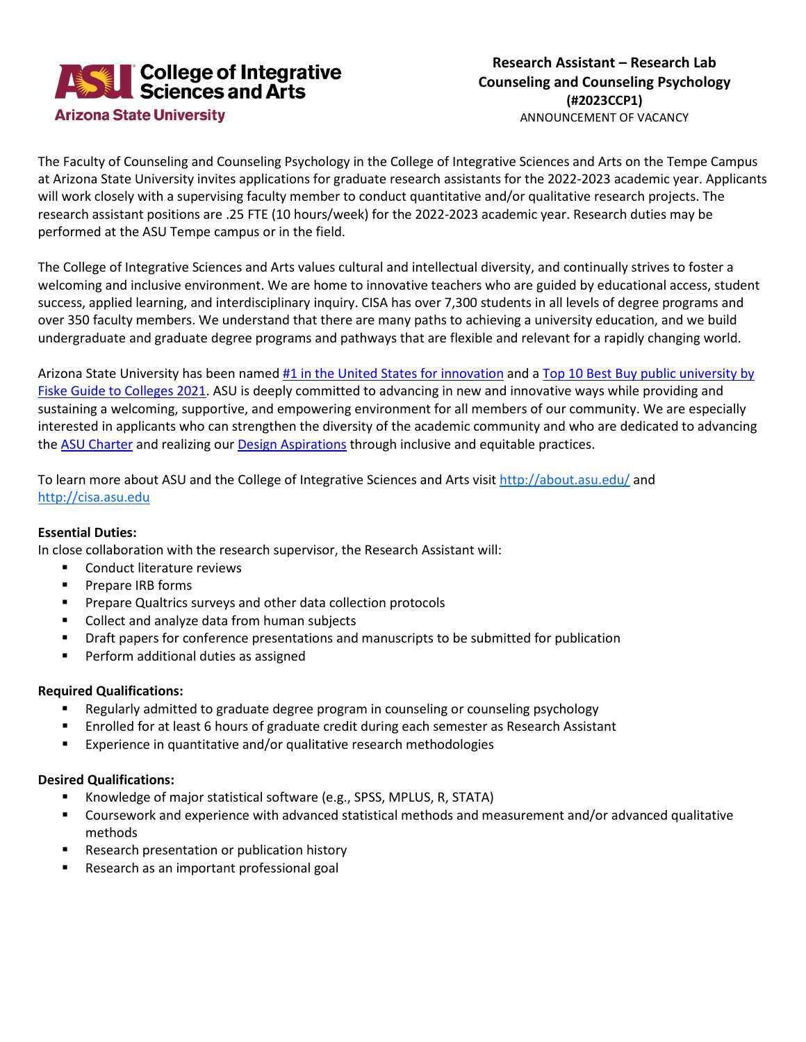ASU College of Integrative Sciences and Arts
Arizona State University

**Research Assistant – Research Lab**
**Counseling and Counseling Psychology**
**(#2023CCP1)**
ANNOUNCEMENT OF VACANCY

The Faculty of Counseling and Counseling Psychology in the College of Integrative Sciences and Arts on the Tempe Campus at Arizona State University invites applications for graduate research assistants for the 2022-2023 academic year. Applicants will work closely with a supervising faculty member to conduct quantitative and/or qualitative research projects. The research assistant positions are .25 FTE (10 hours/week) for the 2022-2023 academic year. Research duties may be performed at the ASU Tempe campus or in the field.

The College of Integrative Sciences and Arts values cultural and intellectual diversity, and continually strives to foster a welcoming and inclusive environment. We are home to innovative teachers who are guided by educational access, student success, applied learning, and interdisciplinary inquiry. CISA has over 7,300 students in all levels of degree programs and over 350 faculty members. We understand that there are many paths to achieving a university education, and we build undergraduate and graduate degree programs and pathways that are flexible and relevant for a rapidly changing world.

Arizona State University has been named #1 in the United States for innovation and a Top 10 Best Buy public university by Fiske Guide to Colleges 2021. ASU is deeply committed to advancing in new and innovative ways while providing and sustaining a welcoming, supportive, and empowering environment for all members of our community. We are especially interested in applicants who can strengthen the diversity of the academic community and who are dedicated to advancing the ASU Charter and realizing our Design Aspirations through inclusive and equitable practices.

To learn more about ASU and the College of Integrative Sciences and Arts visit http://about.asu.edu/ and http://cisa.asu.edu

**Essential Duties:**
In close collaboration with the research supervisor, the Research Assistant will:

- Conduct literature reviews
- Prepare IRB forms
- Prepare Qualtrics surveys and other data collection protocols
- Collect and analyze data from human subjects
- Draft papers for conference presentations and manuscripts to be submitted for publication
- Perform additional duties as assigned

**Required Qualifications:**

- Regularly admitted to graduate degree program in counseling or counseling psychology
- Enrolled for at least 6 hours of graduate credit during each semester as Research Assistant
- Experience in quantitative and/or qualitative research methodologies

**Desired Qualifications:**

- Knowledge of major statistical software (e.g., SPSS, MPLUS, R, STATA)
- Coursework and experience with advanced statistical methods and measurement and/or advanced qualitative methods
- Research presentation or publication history
- Research as an important professional goal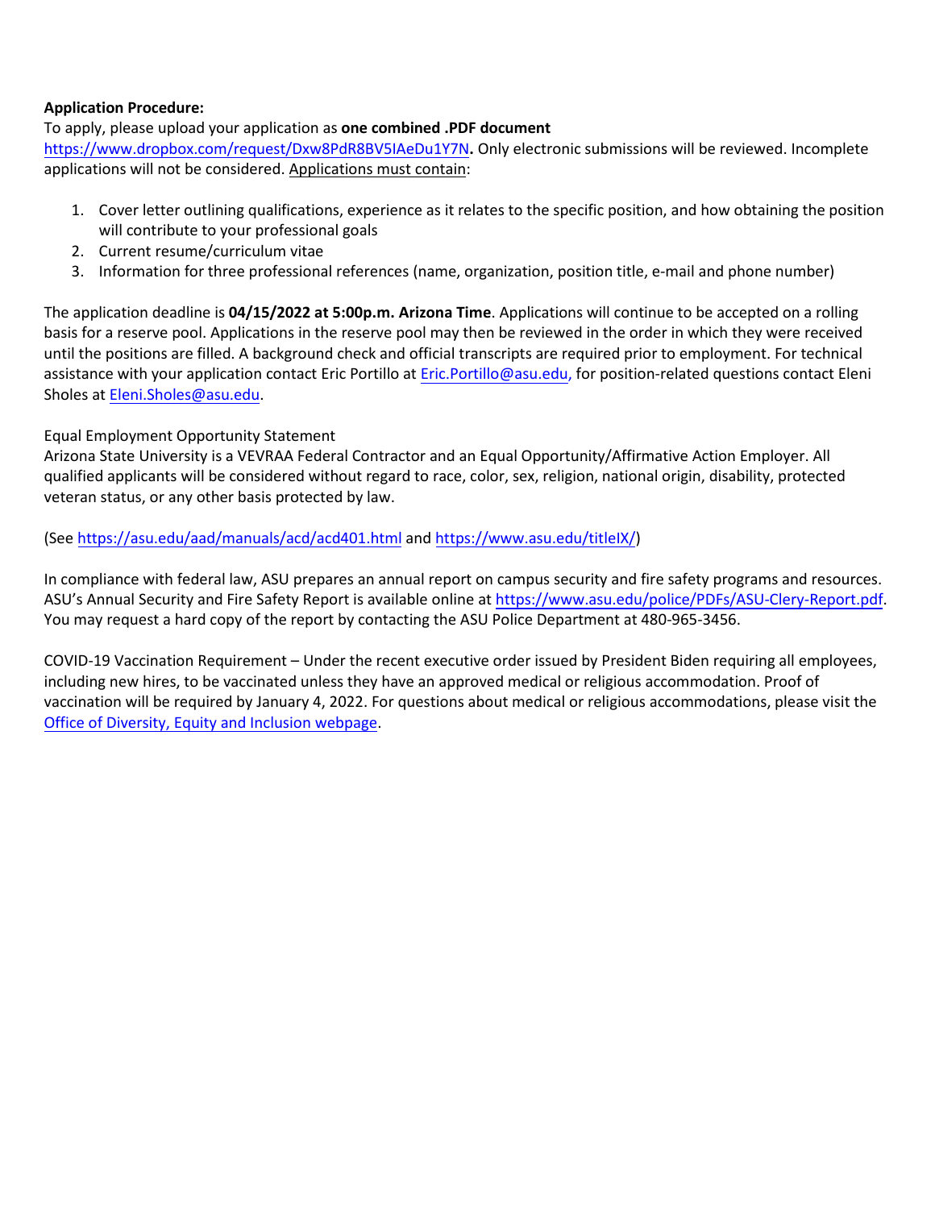**Application Procedure:**

To apply, please upload your application as **one combined .PDF document** https://www.dropbox.com/request/Dxw8PdR8BV5IAeDu1Y7N**.** Only electronic submissions will be reviewed. Incomplete applications will not be considered. Applications must contain:

1. Cover letter outlining qualifications, experience as it relates to the specific position, and how obtaining the position will contribute to your professional goals
2. Current resume/curriculum vitae
3. Information for three professional references (name, organization, position title, e-mail and phone number)

The application deadline is **04/15/2022 at 5:00p.m. Arizona Time**. Applications will continue to be accepted on a rolling basis for a reserve pool. Applications in the reserve pool may then be reviewed in the order in which they were received until the positions are filled. A background check and official transcripts are required prior to employment. For technical assistance with your application contact Eric Portillo at Eric.Portillo@asu.edu, for position-related questions contact Eleni Sholes at Eleni.Sholes@asu.edu.

Equal Employment Opportunity Statement

Arizona State University is a VEVRAA Federal Contractor and an Equal Opportunity/Affirmative Action Employer. All qualified applicants will be considered without regard to race, color, sex, religion, national origin, disability, protected veteran status, or any other basis protected by law.

(See https://asu.edu/aad/manuals/acd/acd401.html and https://www.asu.edu/titleIX/)

In compliance with federal law, ASU prepares an annual report on campus security and fire safety programs and resources. ASU's Annual Security and Fire Safety Report is available online at https://www.asu.edu/police/PDFs/ASU-Clery-Report.pdf. You may request a hard copy of the report by contacting the ASU Police Department at 480-965-3456.

COVID-19 Vaccination Requirement – Under the recent executive order issued by President Biden requiring all employees, including new hires, to be vaccinated unless they have an approved medical or religious accommodation. Proof of vaccination will be required by January 4, 2022. For questions about medical or religious accommodations, please visit the Office of Diversity, Equity and Inclusion webpage.